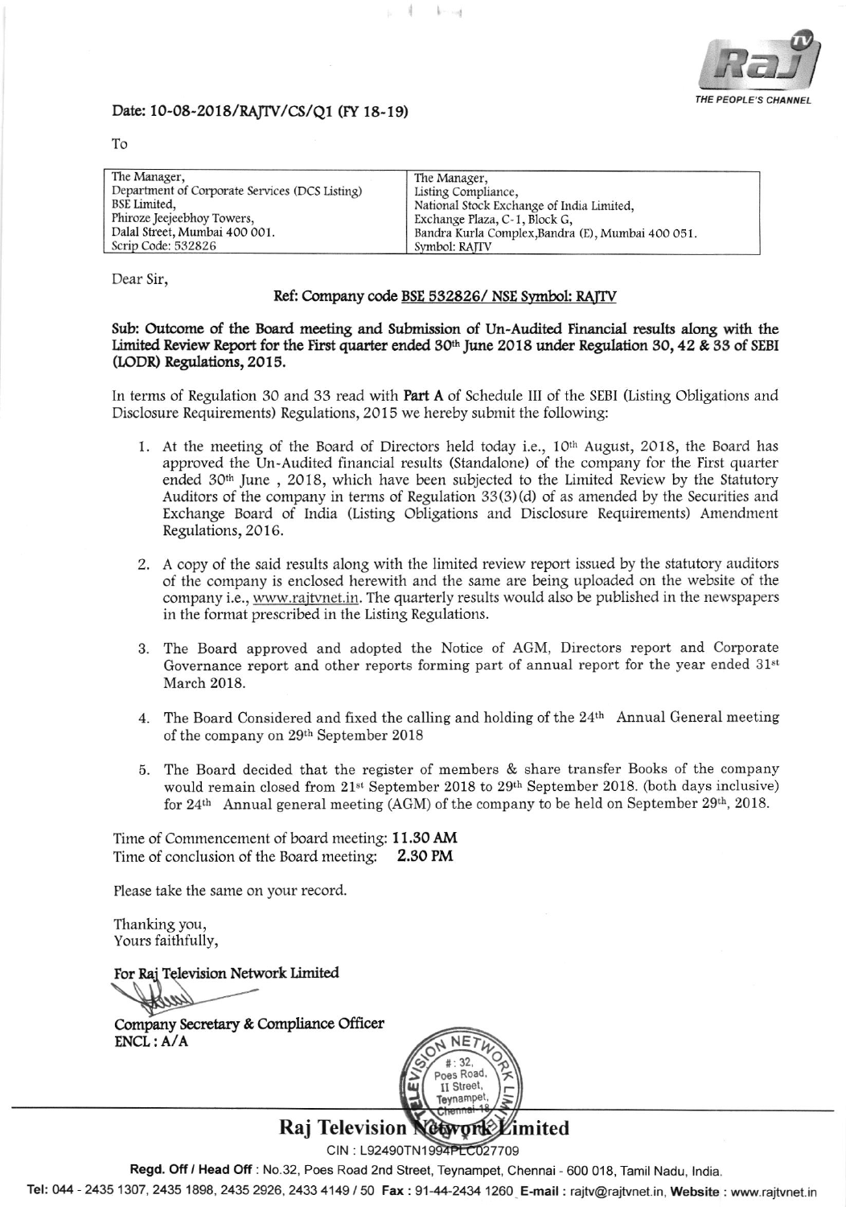THE PEOPLE'S CHANNEL

Date: 10-08-2018/RAJTV/CS/Q1 (FY 18-19)

To

| The Manager,<br>Department of Corporate Services (DCS Listing)<br>BSE Limited,<br>Phiroze Jeejeebhoy Towers,<br>Dalal Street, Mumbai 400 001.<br>Scrip Code: 532826 | The Manager,<br>Listing Compliance,<br>National Stock Exchange of India Limited,<br>Exchange Plaza, C-1, Block G,<br>Bandra Kurla Complex,Bandra (E), Mumbai 400 051.<br>Symbol: RAJTV |
|---|---|

Dear Sir,

**Ref: Company code BSE 532826/ NSE Symbol: RAJTV**

**Sub: Outcome of the Board meeting and Submission of Un-Audited Financial results along with the Limited Review Report for the First quarter ended 30th June 2018 under Regulation 30, 42 & 33 of SEBI (LODR) Regulations, 2015.**

In terms of Regulation 30 and 33 read with **Part A** of Schedule III of the SEBI (Listing Obligations and Disclosure Requirements) Regulations, 2015 we hereby submit the following:

1. At the meeting of the Board of Directors held today i.e., 10th August, 2018, the Board has approved the Un-Audited financial results (Standalone) of the company for the First quarter ended 30th June , 2018, which have been subjected to the Limited Review by the Statutory Auditors of the company in terms of Regulation 33(3)(d) of as amended by the Securities and Exchange Board of India (Listing Obligations and Disclosure Requirements) Amendment Regulations, 2016.

2. A copy of the said results along with the limited review report issued by the statutory auditors of the company is enclosed herewith and the same are being uploaded on the website of the company i.e., www.rajtvnet.in. The quarterly results would also be published in the newspapers in the format prescribed in the Listing Regulations.

3. The Board approved and adopted the Notice of AGM, Directors report and Corporate Governance report and other reports forming part of annual report for the year ended 31st March 2018.

4. The Board Considered and fixed the calling and holding of the 24th Annual General meeting of the company on 29th September 2018

5. The Board decided that the register of members & share transfer Books of the company would remain closed from 21st September 2018 to 29th September 2018. (both days inclusive) for 24th Annual general meeting (AGM) of the company to be held on September 29th, 2018.

Time of Commencement of board meeting: **11.30 AM**
Time of conclusion of the Board meeting: **2.30 PM**

Please take the same on your record.

Thanking you,
Yours faithfully,

For Raj Television Network Limited

**Company Secretary & Compliance Officer**
**ENCL : A/A**

**Raj Television Network Limited**

CIN : L92490TN1994PLC027709

**Regd. Off / Head Off** : No.32, Poes Road 2nd Street, Teynampet, Chennai - 600 018, Tamil Nadu, India.

**Tel:** 044 - 2435 1307, 2435 1898, 2435 2926, 2433 4149 / 50 **Fax** : 91-44-2434 1260 **E-mail** : rajtv@rajtvnet.in, **Website** : www.rajtvnet.in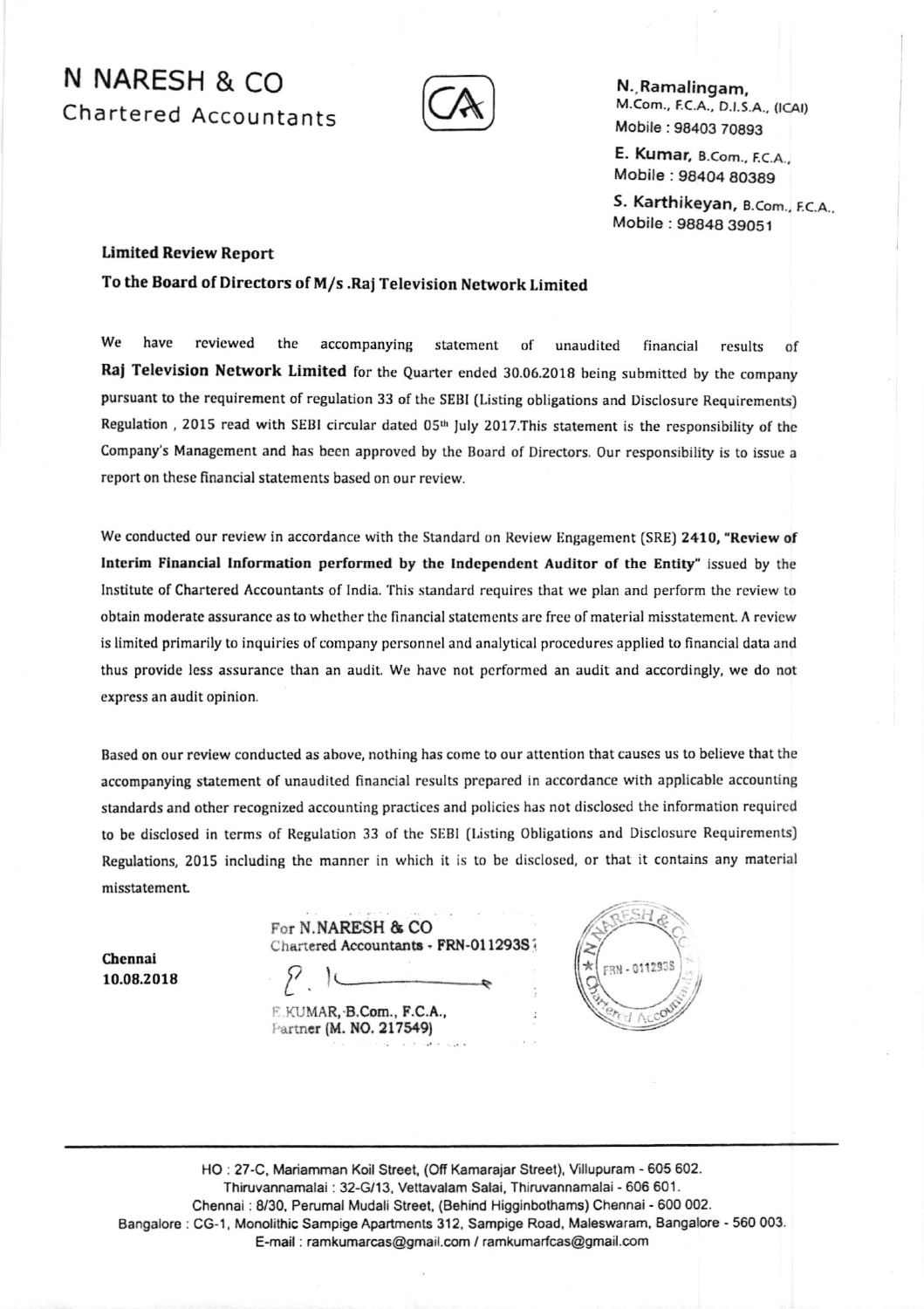# N NARESH & CO
## Chartered Accountants

**N. Ramalingam,** M.Com., F.C.A., D.I.S.A., (ICAI)
Mobile : 98403 70893

**E. Kumar,** B.Com., F.C.A.,
Mobile : 98404 80389

**S. Karthikeyan,** B.Com., F.C.A.,
Mobile : 98848 39051

**Limited Review Report**

**To the Board of Directors of M/s .Raj Television Network Limited**

We have reviewed the accompanying statement of unaudited financial results of **Raj Television Network Limited** for the Quarter ended 30.06.2018 being submitted by the company pursuant to the requirement of regulation 33 of the SEBI (Listing obligations and Disclosure Requirements) Regulation , 2015 read with SEBI circular dated 05th July 2017.This statement is the responsibility of the Company's Management and has been approved by the Board of Directors. Our responsibility is to issue a report on these financial statements based on our review.

We conducted our review in accordance with the Standard on Review Engagement (SRE) **2410, "Review of Interim Financial Information performed by the Independent Auditor of the Entity"** issued by the Institute of Chartered Accountants of India. This standard requires that we plan and perform the review to obtain moderate assurance as to whether the financial statements are free of material misstatement. A review is limited primarily to inquiries of company personnel and analytical procedures applied to financial data and thus provide less assurance than an audit. We have not performed an audit and accordingly, we do not express an audit opinion.

Based on our review conducted as above, nothing has come to our attention that causes us to believe that the accompanying statement of unaudited financial results prepared in accordance with applicable accounting standards and other recognized accounting practices and policies has not disclosed the information required to be disclosed in terms of Regulation 33 of the SEBI (Listing Obligations and Disclosure Requirements) Regulations, 2015 including the manner in which it is to be disclosed, or that it contains any material misstatement.

**Chennai**
**10.08.2018**

For N.NARESH & CO
Chartered Accountants - FRN-011293S

E.KUMAR, B.Com., F.C.A.,
Partner (M. NO. 217549)

HO : 27-C, Mariamman Koil Street, (Off Kamarajar Street), Villupuram - 605 602.
Thiruvannamalai : 32-G/13, Vettavalam Salai, Thiruvannamalai - 606 601.
Chennai : 8/30, Perumal Mudali Street, (Behind Higginbothams) Chennai - 600 002.
Bangalore : CG-1, Monolithic Sampige Apartments 312, Sampige Road, Maleswaram, Bangalore - 560 003.
E-mail : ramkumarcas@gmail.com / ramkumarfcas@gmail.com